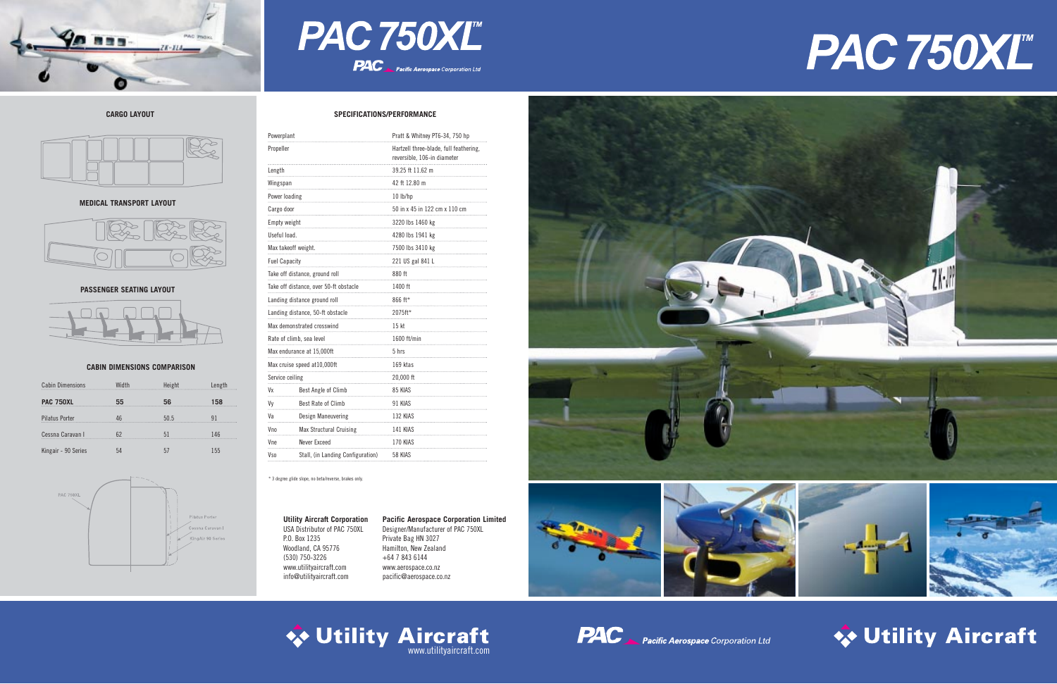# PAC 750XL™

PAC Pacific Aerospace Corporation Ltd

# PAC 750XL™

**CARGO LAYOUT**

**MEDICAL TRANSPORT LAYOUT**

**PASSENGER SEATING LAYOUT**

**CABIN DIMENSIONS COMPARISON**

| Cabin Dimensions | Width | Height | Length |
|---|---|---|---|
| **PAC 750XL** | **55** | **56** | **158** |
| Pilatus Porter | 46 | 50.5 | 91 |
| Cessna Caravan I | 62 | 51 | 146 |
| Kingair - 90 Series | 54 | 57 | 155 |

PAC 750XL

Pilatus Porter

Cessna Caravan I

KingAir 90 Series

**SPECIFICATIONS/PERFORMANCE**

| | | |
|---|---|---|
| Powerplant | | Pratt & Whitney PT6-34, 750 hp |
| Propeller | | Hartzell three-blade, full feathering, reversible, 106-in diameter |
| Length | | 39.25 ft 11.62 m |
| Wingspan | | 42 ft 12.80 m |
| Power loading | | 10 lb/hp |
| Cargo door | | 50 in x 45 in 122 cm x 110 cm |
| Empty weight | | 3220 lbs 1460 kg |
| Useful load. | | 4280 lbs 1941 kg |
| Max takeoff weight. | | 7500 lbs 3410 kg |
| Fuel Capacity | | 221 US gal 841 L |
| Take off distance, ground roll | | 880 ft |
| Take off distance, over 50-ft obstacle | | 1400 ft |
| Landing distance ground roll | | 866 ft* |
| Landing distance, 50-ft obstacle | | 2075ft* |
| Max demonstrated crosswind | | 15 kt |
| Rate of climb, sea level | | 1600 ft/min |
| Max endurance at 15,000ft | | 5 hrs |
| Max cruise speed at10,000ft | | 169 ktas |
| Service ceiling | | 20,000 ft |
| Vx | Best Angle of Climb | 85 KIAS |
| Vy | Best Rate of Climb | 91 KIAS |
| Va | Design Maneuvering | 132 KIAS |
| Vno | Max Structural Cruising | 141 KIAS |
| Vne | Never Exceed | 170 KIAS |
| Vso | Stall, (in Landing Configuration) | 58 KIAS |

\* 3 degree glide slope, no beta/reverse, brakes only.

**Utility Aircraft Corporation**
USA Distributor of PAC 750XL
P.O. Box 1235
Woodland, CA 95776
(530) 750-3226
www.utilityaircraft.com
info@utilityaircraft.com

**Pacific Aerospace Corporation Limited**
Designer/Manufacturer of PAC 750XL
Private Bag HN 3027
Hamilton, New Zealand
+64 7 843 6144
www.aerospace.co.nz
pacific@aerospace.co.nz

Utility Aircraft
www.utilityaircraft.com

PAC Pacific Aerospace Corporation Ltd

Utility Aircraft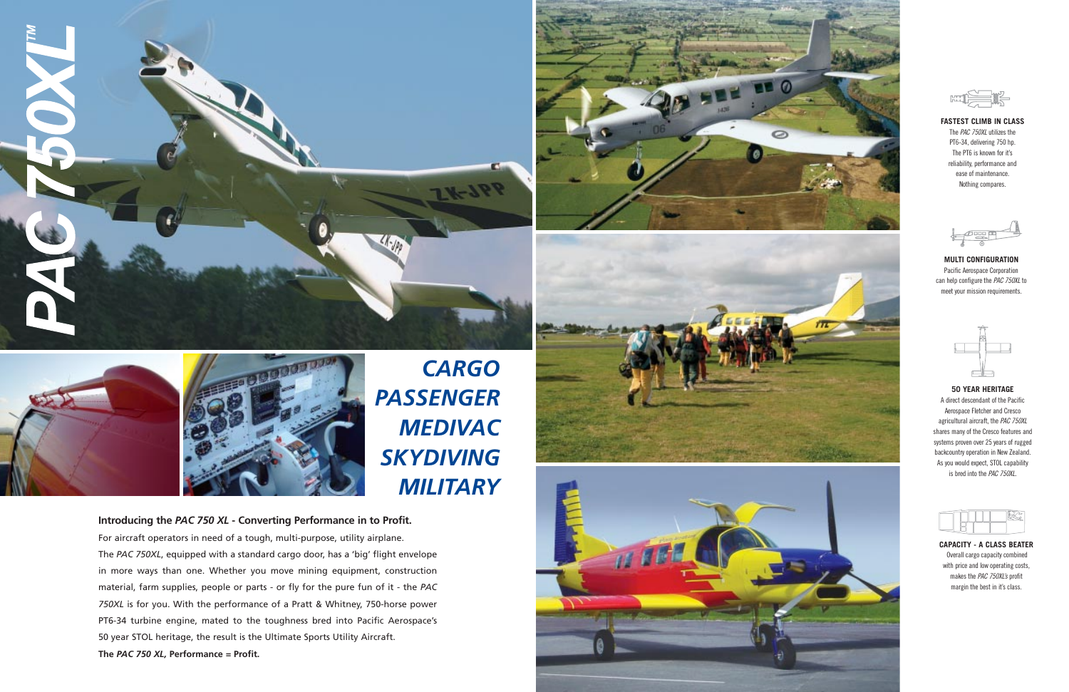# PAC 750XL™

*CARGO*
*PASSENGER*
*MEDIVAC*
*SKYDIVING*
*MILITARY*

**Introducing the *PAC 750 XL* - Converting Performance in to Profit.**

For aircraft operators in need of a tough, multi-purpose, utility airplane. The *PAC 750XL*, equipped with a standard cargo door, has a 'big' flight envelope in more ways than one. Whether you move mining equipment, construction material, farm supplies, people or parts - or fly for the pure fun of it - the *PAC 750XL* is for you. With the performance of a Pratt & Whitney, 750-horse power PT6-34 turbine engine, mated to the toughness bred into Pacific Aerospace's 50 year STOL heritage, the result is the Ultimate Sports Utility Aircraft.

**The *PAC 750 XL,* Performance = Profit.**

**FASTEST CLIMB IN CLASS**

The *PAC 750XL* utilizes the PT6-34, delivering 750 hp. The PT6 is known for it's reliability, performance and ease of maintenance. Nothing compares.

**MULTI CONFIGURATION**

Pacific Aerospace Corporation can help configure the *PAC 750XL* to meet your mission requirements.

**50 YEAR HERITAGE**

A direct descendant of the Pacific Aerospace Fletcher and Cresco agricultural aircraft, the *PAC 750XL* shares many of the Cresco features and systems proven over 25 years of rugged backcountry operation in New Zealand. As you would expect, STOL capability is bred into the *PAC 750XL*.

**CAPACITY - A CLASS BEATER**

Overall cargo capacity combined with price and low operating costs, makes the *PAC 750XL's* profit margin the best in it's class.